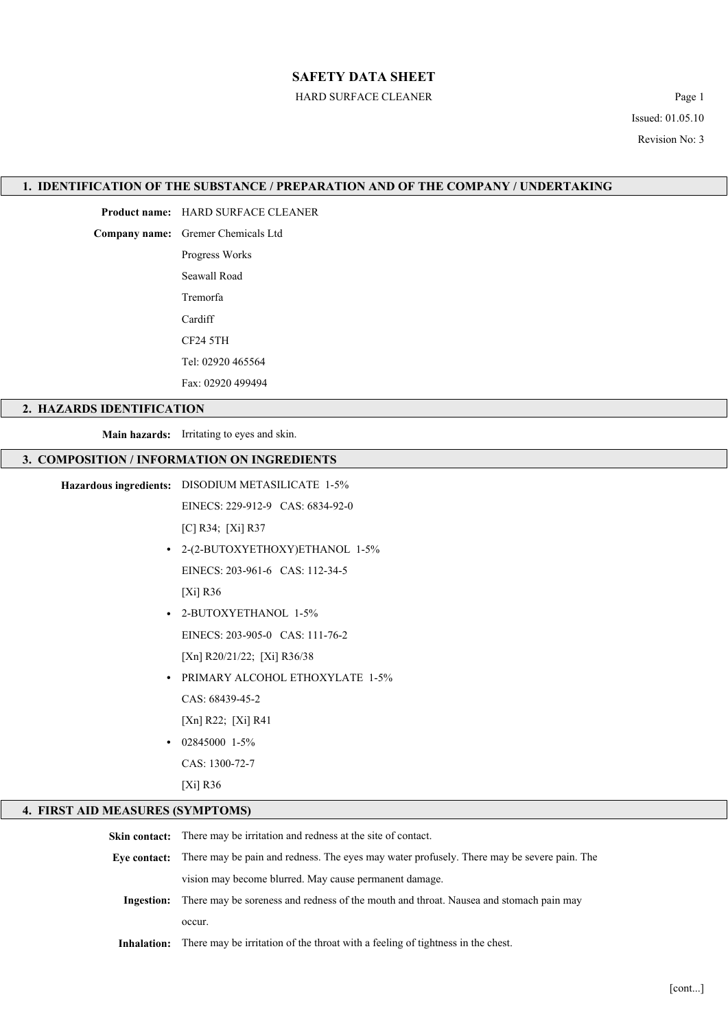# SAFETY DATA SHEET

HARD SURFACE CLEANER

Issued: 01.05.10

Revision No: 3

## 1. IDENTIFICATION OF THE SUBSTANCE / PREPARATION AND OF THE COMPANY / UNDERTAKING

**Product name:** HARD SURFACE CLEANER

**Company name:** Gremer Chemicals Ltd

Progress Works

Seawall Road

Tremorfa

Cardiff

CF24 5TH

Tel: 02920 465564

Fax: 02920 499494

## 2. HAZARDS IDENTIFICATION

**Main hazards:** Irritating to eyes and skin.

## 3. COMPOSITION / INFORMATION ON INGREDIENTS

**Hazardous ingredients:** DISODIUM METASILICATE 1-5%

EINECS: 229-912-9 CAS: 6834-92-0

[C] R34; [Xi] R37

- 2-(2-BUTOXYETHOXY)ETHANOL 1-5%

  EINECS: 203-961-6 CAS: 112-34-5

  [Xi] R36

- 2-BUTOXYETHANOL 1-5%

  EINECS: 203-905-0 CAS: 111-76-2

  [Xn] R20/21/22; [Xi] R36/38

- PRIMARY ALCOHOL ETHOXYLATE 1-5%

  CAS: 68439-45-2

  [Xn] R22; [Xi] R41

- 02845000 1-5%

  CAS: 1300-72-7

  [Xi] R36

## 4. FIRST AID MEASURES (SYMPTOMS)

**Skin contact:** There may be irritation and redness at the site of contact.

**Eye contact:** There may be pain and redness. The eyes may water profusely. There may be severe pain. The vision may become blurred. May cause permanent damage.

**Ingestion:** There may be soreness and redness of the mouth and throat. Nausea and stomach pain may occur.

**Inhalation:** There may be irritation of the throat with a feeling of tightness in the chest.

[cont...]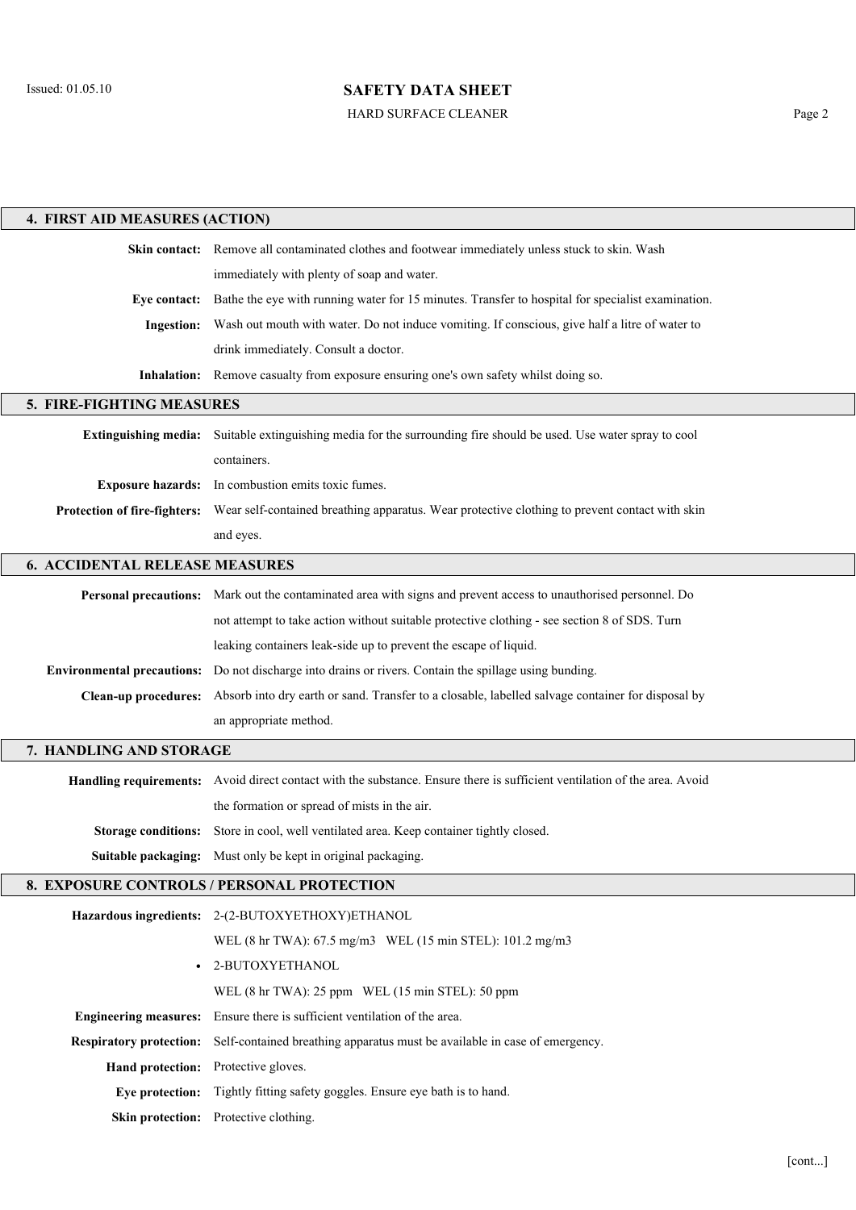## 4. FIRST AID MEASURES (ACTION)

**Skin contact:** Remove all contaminated clothes and footwear immediately unless stuck to skin. Wash immediately with plenty of soap and water.

**Eye contact:** Bathe the eye with running water for 15 minutes. Transfer to hospital for specialist examination.

**Ingestion:** Wash out mouth with water. Do not induce vomiting. If conscious, give half a litre of water to drink immediately. Consult a doctor.

**Inhalation:** Remove casualty from exposure ensuring one's own safety whilst doing so.

## 5. FIRE-FIGHTING MEASURES

**Extinguishing media:** Suitable extinguishing media for the surrounding fire should be used. Use water spray to cool containers.

**Exposure hazards:** In combustion emits toxic fumes.

**Protection of fire-fighters:** Wear self-contained breathing apparatus. Wear protective clothing to prevent contact with skin and eyes.

## 6. ACCIDENTAL RELEASE MEASURES

**Personal precautions:** Mark out the contaminated area with signs and prevent access to unauthorised personnel. Do not attempt to take action without suitable protective clothing - see section 8 of SDS. Turn leaking containers leak-side up to prevent the escape of liquid.

**Environmental precautions:** Do not discharge into drains or rivers. Contain the spillage using bunding.

**Clean-up procedures:** Absorb into dry earth or sand. Transfer to a closable, labelled salvage container for disposal by an appropriate method.

## 7. HANDLING AND STORAGE

**Handling requirements:** Avoid direct contact with the substance. Ensure there is sufficient ventilation of the area. Avoid the formation or spread of mists in the air.

**Storage conditions:** Store in cool, well ventilated area. Keep container tightly closed.

**Suitable packaging:** Must only be kept in original packaging.

## 8. EXPOSURE CONTROLS / PERSONAL PROTECTION

**Hazardous ingredients:** 2-(2-BUTOXYETHOXY)ETHANOL

WEL (8 hr TWA): 67.5 mg/m3   WEL (15 min STEL): 101.2 mg/m3

- 2-BUTOXYETHANOL

WEL (8 hr TWA): 25 ppm   WEL (15 min STEL): 50 ppm

**Engineering measures:** Ensure there is sufficient ventilation of the area.

**Respiratory protection:** Self-contained breathing apparatus must be available in case of emergency.

**Hand protection:** Protective gloves.

**Eye protection:** Tightly fitting safety goggles. Ensure eye bath is to hand.

**Skin protection:** Protective clothing.

[cont...]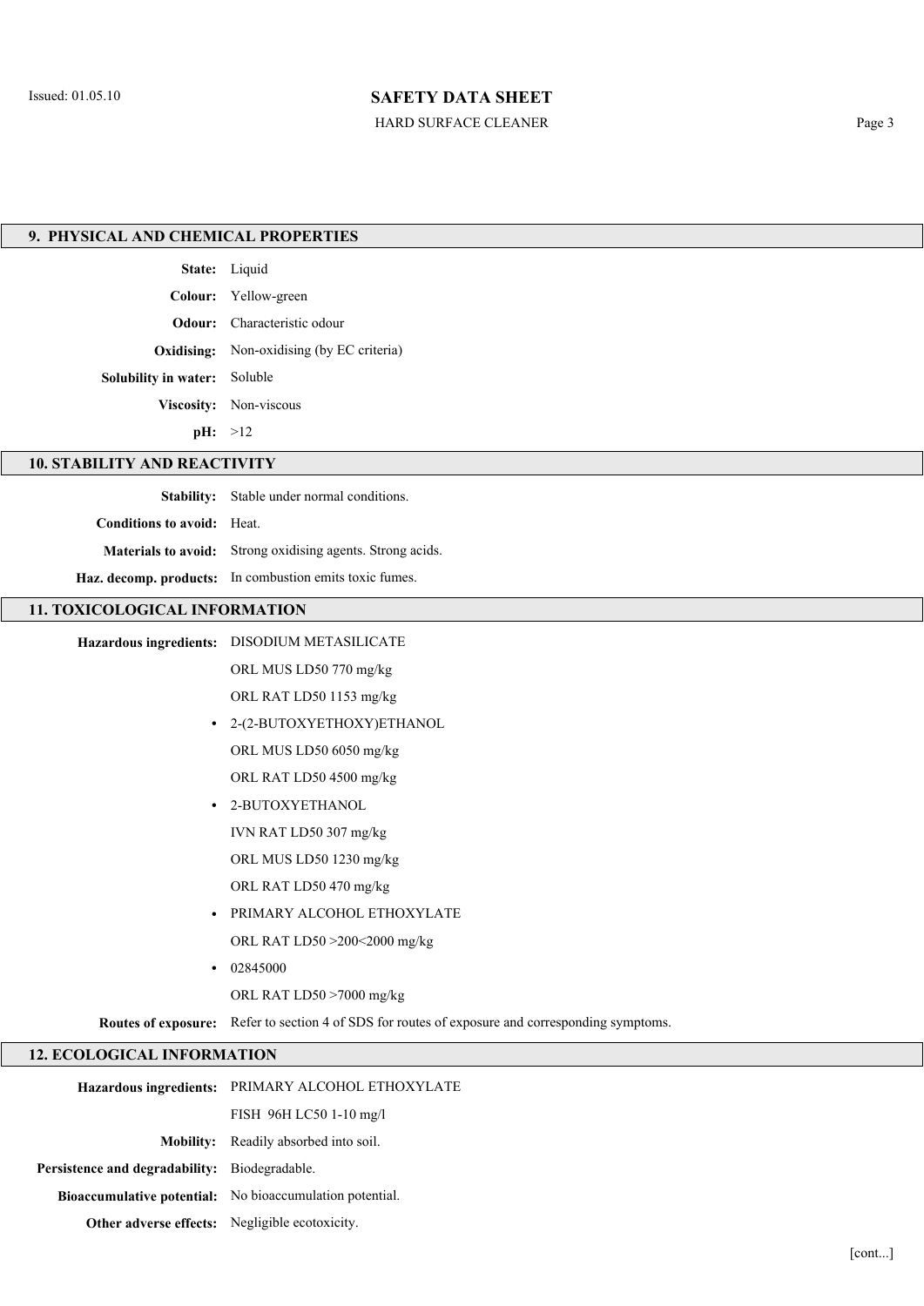## 9. PHYSICAL AND CHEMICAL PROPERTIES

**State:** Liquid

**Colour:** Yellow-green

**Odour:** Characteristic odour

**Oxidising:** Non-oxidising (by EC criteria)

**Solubility in water:** Soluble

**Viscosity:** Non-viscous

**pH:** >12

## 10. STABILITY AND REACTIVITY

**Stability:** Stable under normal conditions.

**Conditions to avoid:** Heat.

**Materials to avoid:** Strong oxidising agents. Strong acids.

**Haz. decomp. products:** In combustion emits toxic fumes.

## 11. TOXICOLOGICAL INFORMATION

**Hazardous ingredients:** DISODIUM METASILICATE

ORL MUS LD50 770 mg/kg

ORL RAT LD50 1153 mg/kg

- 2-(2-BUTOXYETHOXY)ETHANOL

ORL MUS LD50 6050 mg/kg

ORL RAT LD50 4500 mg/kg

- 2-BUTOXYETHANOL

IVN RAT LD50 307 mg/kg

ORL MUS LD50 1230 mg/kg

ORL RAT LD50 470 mg/kg

- PRIMARY ALCOHOL ETHOXYLATE

ORL RAT LD50 >200<2000 mg/kg

- 02845000

ORL RAT LD50 >7000 mg/kg

**Routes of exposure:** Refer to section 4 of SDS for routes of exposure and corresponding symptoms.

## 12. ECOLOGICAL INFORMATION

**Hazardous ingredients:** PRIMARY ALCOHOL ETHOXYLATE

FISH 96H LC50 1-10 mg/l

**Mobility:** Readily absorbed into soil.

**Persistence and degradability:** Biodegradable.

**Bioaccumulative potential:** No bioaccumulation potential.

**Other adverse effects:** Negligible ecotoxicity.

[cont...]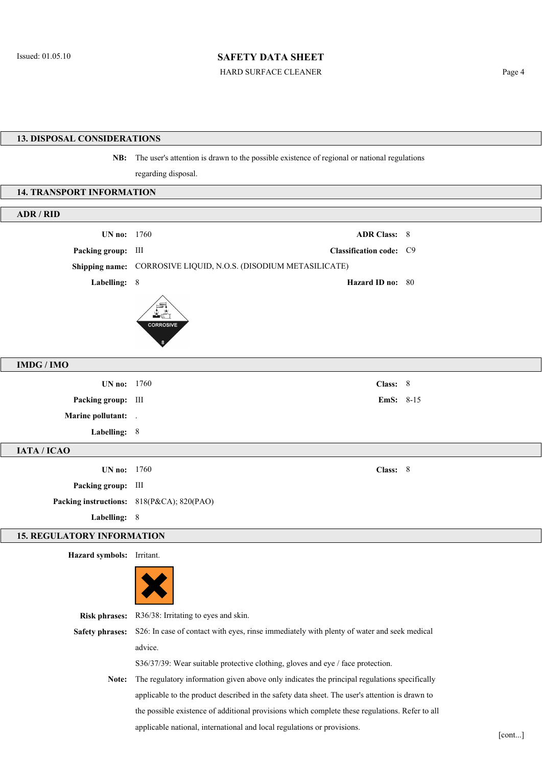## 13. DISPOSAL CONSIDERATIONS

**NB:** The user's attention is drawn to the possible existence of regional or national regulations regarding disposal.

## 14. TRANSPORT INFORMATION

### ADR / RID

**UN no:** 1760

**ADR Class:** 8

**Packing group:** III

**Classification code:** C9

**Shipping name:** CORROSIVE LIQUID, N.O.S. (DISODIUM METASILICATE)

**Labelling:** 8

**Hazard ID no:** 80

### IMDG / IMO

**UN no:** 1760

**Class:** 8

**Packing group:** III

**EmS:** 8-15

**Marine pollutant:** .

**Labelling:** 8

### IATA / ICAO

**UN no:** 1760

**Class:** 8

**Packing group:** III

**Packing instructions:** 818(P&CA); 820(PAO)

**Labelling:** 8

## 15. REGULATORY INFORMATION

**Hazard symbols:** Irritant.

**Risk phrases:** R36/38: Irritating to eyes and skin.

**Safety phrases:** S26: In case of contact with eyes, rinse immediately with plenty of water and seek medical advice.

S36/37/39: Wear suitable protective clothing, gloves and eye / face protection.

**Note:** The regulatory information given above only indicates the principal regulations specifically applicable to the product described in the safety data sheet. The user's attention is drawn to the possible existence of additional provisions which complete these regulations. Refer to all applicable national, international and local regulations or provisions.

[cont...]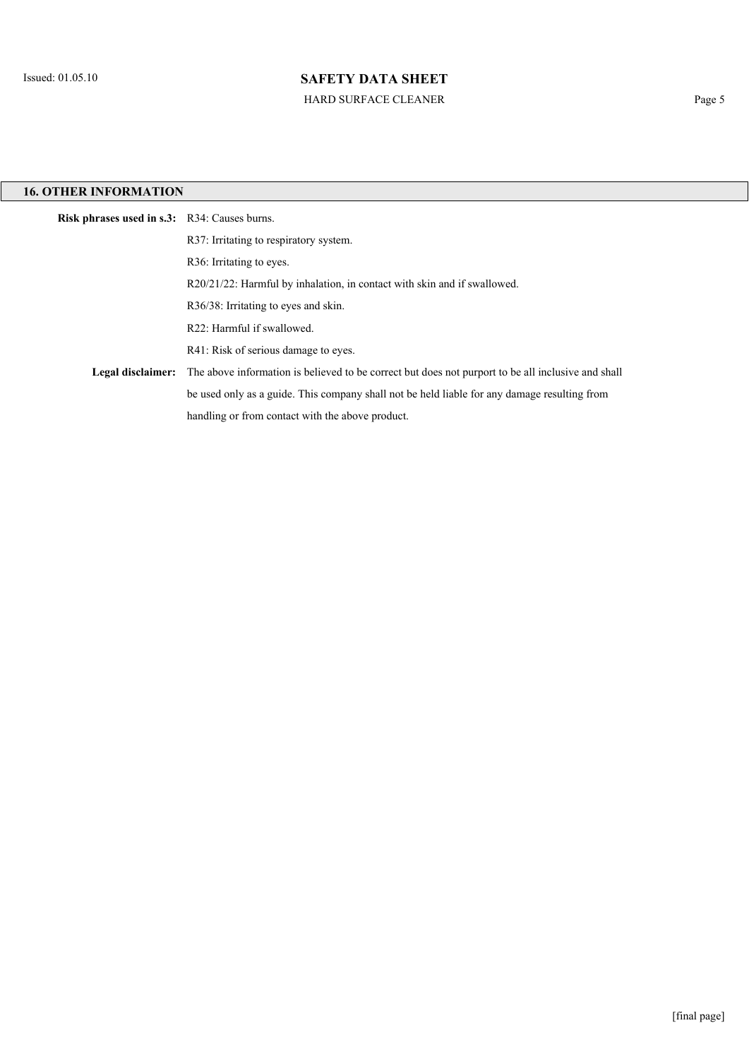## 16. OTHER INFORMATION

**Risk phrases used in s.3:** R34: Causes burns.

R37: Irritating to respiratory system.

R36: Irritating to eyes.

R20/21/22: Harmful by inhalation, in contact with skin and if swallowed.

R36/38: Irritating to eyes and skin.

R22: Harmful if swallowed.

R41: Risk of serious damage to eyes.

**Legal disclaimer:** The above information is believed to be correct but does not purport to be all inclusive and shall be used only as a guide. This company shall not be held liable for any damage resulting from handling or from contact with the above product.

[final page]